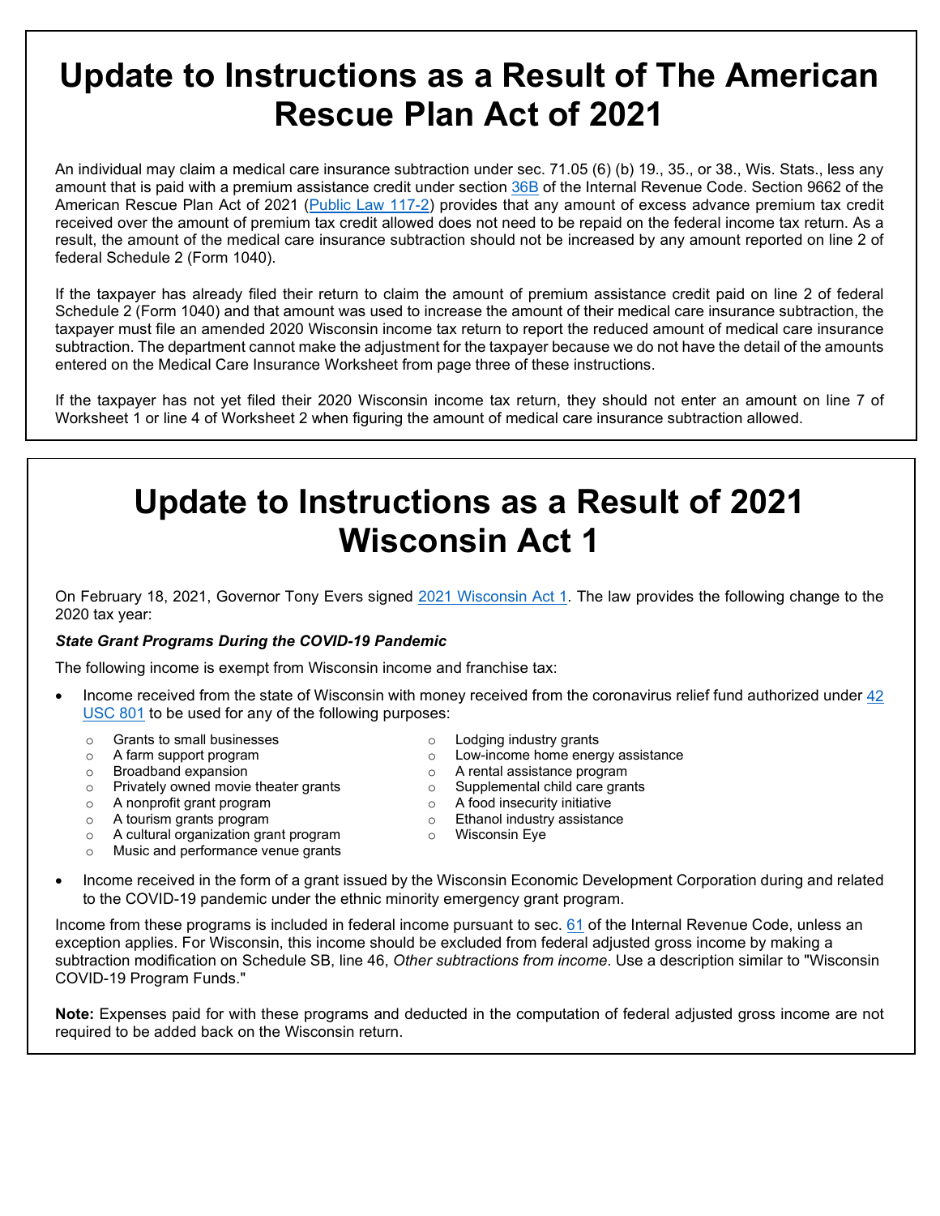# Update to Instructions as a Result of The American Rescue Plan Act of 2021

An individual may claim a medical care insurance subtraction under sec. 71.05 (6) (b) 19., 35., or 38., Wis. Stats., less any amount that is paid with a premium assistance credit under section 36B of the Internal Revenue Code. Section 9662 of the American Rescue Plan Act of 2021 (Public Law 117-2) provides that any amount of excess advance premium tax credit received over the amount of premium tax credit allowed does not need to be repaid on the federal income tax return. As a result, the amount of the medical care insurance subtraction should not be increased by any amount reported on line 2 of federal Schedule 2 (Form 1040).

If the taxpayer has already filed their return to claim the amount of premium assistance credit paid on line 2 of federal Schedule 2 (Form 1040) and that amount was used to increase the amount of their medical care insurance subtraction, the taxpayer must file an amended 2020 Wisconsin income tax return to report the reduced amount of medical care insurance subtraction. The department cannot make the adjustment for the taxpayer because we do not have the detail of the amounts entered on the Medical Care Insurance Worksheet from page three of these instructions.

If the taxpayer has not yet filed their 2020 Wisconsin income tax return, they should not enter an amount on line 7 of Worksheet 1 or line 4 of Worksheet 2 when figuring the amount of medical care insurance subtraction allowed.

# Update to Instructions as a Result of 2021 Wisconsin Act 1

On February 18, 2021, Governor Tony Evers signed 2021 Wisconsin Act 1. The law provides the following change to the 2020 tax year:

***State Grant Programs During the COVID-19 Pandemic***

The following income is exempt from Wisconsin income and franchise tax:

- Income received from the state of Wisconsin with money received from the coronavirus relief fund authorized under 42 USC 801 to be used for any of the following purposes:
  - Grants to small businesses
  - A farm support program
  - Broadband expansion
  - Privately owned movie theater grants
  - A nonprofit grant program
  - A tourism grants program
  - A cultural organization grant program
  - Music and performance venue grants
  - Lodging industry grants
  - Low-income home energy assistance
  - A rental assistance program
  - Supplemental child care grants
  - A food insecurity initiative
  - Ethanol industry assistance
  - Wisconsin Eye
- Income received in the form of a grant issued by the Wisconsin Economic Development Corporation during and related to the COVID-19 pandemic under the ethnic minority emergency grant program.

Income from these programs is included in federal income pursuant to sec. 61 of the Internal Revenue Code, unless an exception applies. For Wisconsin, this income should be excluded from federal adjusted gross income by making a subtraction modification on Schedule SB, line 46, *Other subtractions from income*. Use a description similar to "Wisconsin COVID-19 Program Funds."

**Note:** Expenses paid for with these programs and deducted in the computation of federal adjusted gross income are not required to be added back on the Wisconsin return.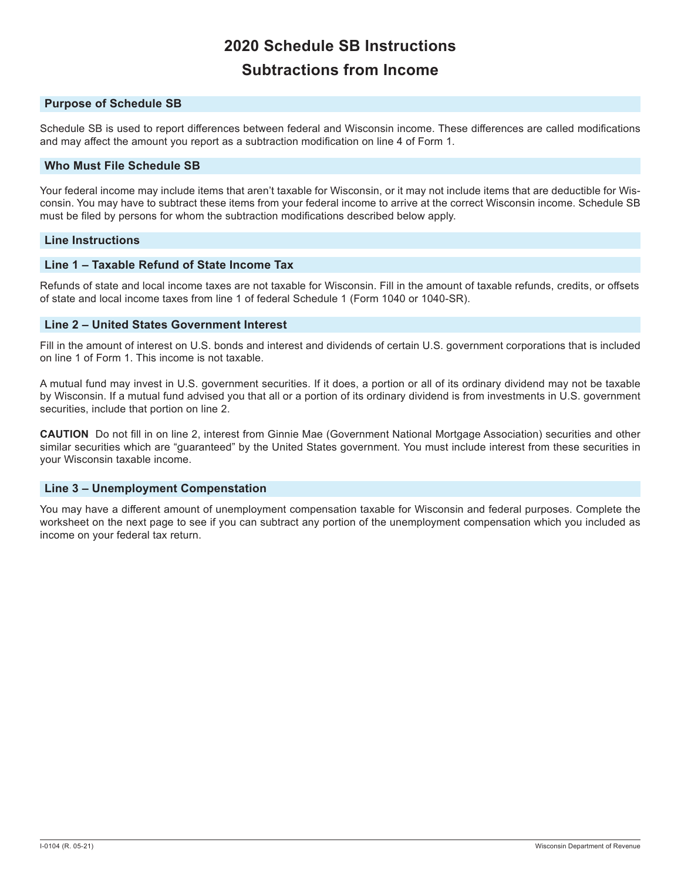# 2020 Schedule SB Instructions

# Subtractions from Income

## Purpose of Schedule SB

Schedule SB is used to report differences between federal and Wisconsin income. These differences are called modifications and may affect the amount you report as a subtraction modification on line 4 of Form 1.

## Who Must File Schedule SB

Your federal income may include items that aren't taxable for Wisconsin, or it may not include items that are deductible for Wisconsin. You may have to subtract these items from your federal income to arrive at the correct Wisconsin income. Schedule SB must be filed by persons for whom the subtraction modifications described below apply.

## Line Instructions

## Line 1 – Taxable Refund of State Income Tax

Refunds of state and local income taxes are not taxable for Wisconsin. Fill in the amount of taxable refunds, credits, or offsets of state and local income taxes from line 1 of federal Schedule 1 (Form 1040 or 1040-SR).

## Line 2 – United States Government Interest

Fill in the amount of interest on U.S. bonds and interest and dividends of certain U.S. government corporations that is included on line 1 of Form 1. This income is not taxable.

A mutual fund may invest in U.S. government securities. If it does, a portion or all of its ordinary dividend may not be taxable by Wisconsin. If a mutual fund advised you that all or a portion of its ordinary dividend is from investments in U.S. government securities, include that portion on line 2.

**CAUTION** Do not fill in on line 2, interest from Ginnie Mae (Government National Mortgage Association) securities and other similar securities which are "guaranteed" by the United States government. You must include interest from these securities in your Wisconsin taxable income.

## Line 3 – Unemployment Compensation

You may have a different amount of unemployment compensation taxable for Wisconsin and federal purposes. Complete the worksheet on the next page to see if you can subtract any portion of the unemployment compensation which you included as income on your federal tax return.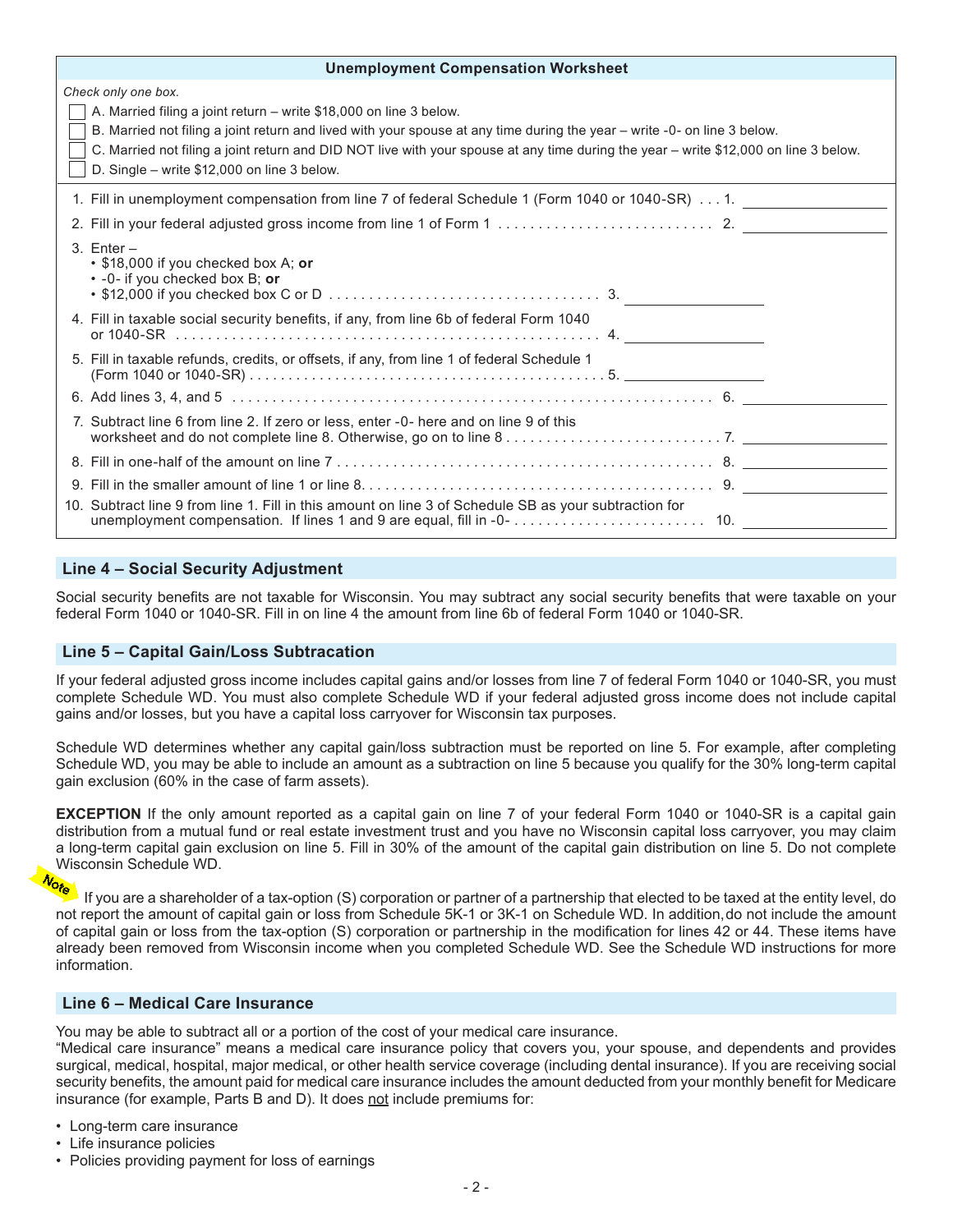**Unemployment Compensation Worksheet**

*Check only one box.*

- ☐ A. Married filing a joint return – write $18,000 on line 3 below.
- ☐ B. Married not filing a joint return and lived with your spouse at any time during the year – write -0- on line 3 below.
- ☐ C. Married not filing a joint return and DID NOT live with your spouse at any time during the year – write $12,000 on line 3 below.
- ☐ D. Single – write $12,000 on line 3 below.

| Line | Description | Amount |
|---|---|---|
| 1. | Fill in unemployment compensation from line 7 of federal Schedule 1 (Form 1040 or 1040-SR) | 1. ________ |
| 2. | Fill in your federal adjusted gross income from line 1 of Form 1 | 2. ________ |
| 3. | Enter – • $18,000 if you checked box A; **or** • -0- if you checked box B; **or** • $12,000 if you checked box C or D | 3. ________ |
| 4. | Fill in taxable social security benefits, if any, from line 6b of federal Form 1040 or 1040-SR | 4. ________ |
| 5. | Fill in taxable refunds, credits, or offsets, if any, from line 1 of federal Schedule 1 (Form 1040 or 1040-SR) | 5. ________ |
| 6. | Add lines 3, 4, and 5 | 6. ________ |
| 7. | Subtract line 6 from line 2. If zero or less, enter -0- here and on line 9 of this worksheet and do not complete line 8. Otherwise, go on to line 8 | 7. ________ |
| 8. | Fill in one-half of the amount on line 7 | 8. ________ |
| 9. | Fill in the smaller amount of line 1 or line 8 | 9. ________ |
| 10. | Subtract line 9 from line 1. Fill in this amount on line 3 of Schedule SB as your subtraction for unemployment compensation. If lines 1 and 9 are equal, fill in -0- | 10. ________ |

## Line 4 – Social Security Adjustment

Social security benefits are not taxable for Wisconsin. You may subtract any social security benefits that were taxable on your federal Form 1040 or 1040-SR. Fill in on line 4 the amount from line 6b of federal Form 1040 or 1040-SR.

## Line 5 – Capital Gain/Loss Subtracation

If your federal adjusted gross income includes capital gains and/or losses from line 7 of federal Form 1040 or 1040-SR, you must complete Schedule WD. You must also complete Schedule WD if your federal adjusted gross income does not include capital gains and/or losses, but you have a capital loss carryover for Wisconsin tax purposes.

Schedule WD determines whether any capital gain/loss subtraction must be reported on line 5. For example, after completing Schedule WD, you may be able to include an amount as a subtraction on line 5 because you qualify for the 30% long-term capital gain exclusion (60% in the case of farm assets).

**EXCEPTION** If the only amount reported as a capital gain on line 7 of your federal Form 1040 or 1040-SR is a capital gain distribution from a mutual fund or real estate investment trust and you have no Wisconsin capital loss carryover, you may claim a long-term capital gain exclusion on line 5. Fill in 30% of the amount of the capital gain distribution on line 5. Do not complete Wisconsin Schedule WD.

*Note* If you are a shareholder of a tax-option (S) corporation or partner of a partnership that elected to be taxed at the entity level, do not report the amount of capital gain or loss from Schedule 5K-1 or 3K-1 on Schedule WD. In addition, do not include the amount of capital gain or loss from the tax-option (S) corporation or partnership in the modification for lines 42 or 44. These items have already been removed from Wisconsin income when you completed Schedule WD. See the Schedule WD instructions for more information.

## Line 6 – Medical Care Insurance

You may be able to subtract all or a portion of the cost of your medical care insurance.

"Medical care insurance" means a medical care insurance policy that covers you, your spouse, and dependents and provides surgical, medical, hospital, major medical, or other health service coverage (including dental insurance). If you are receiving social security benefits, the amount paid for medical care insurance includes the amount deducted from your monthly benefit for Medicare insurance (for example, Parts B and D). It does not include premiums for:

- Long-term care insurance
- Life insurance policies
- Policies providing payment for loss of earnings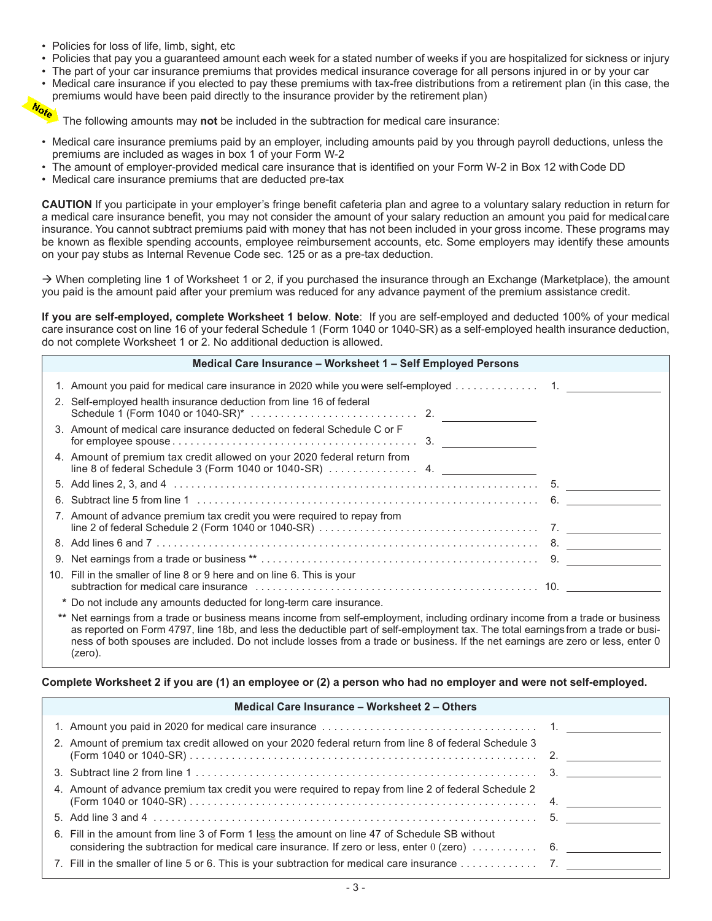- Policies for loss of life, limb, sight, etc
- Policies that pay you a guaranteed amount each week for a stated number of weeks if you are hospitalized for sickness or injury
- The part of your car insurance premiums that provides medical insurance coverage for all persons injured in or by your car
- Medical care insurance if you elected to pay these premiums with tax-free distributions from a retirement plan (in this case, the premiums would have been paid directly to the insurance provider by the retirement plan)

**Note** The following amounts may **not** be included in the subtraction for medical care insurance:

- Medical care insurance premiums paid by an employer, including amounts paid by you through payroll deductions, unless the premiums are included as wages in box 1 of your Form W-2
- The amount of employer-provided medical care insurance that is identified on your Form W-2 in Box 12 with Code DD
- Medical care insurance premiums that are deducted pre-tax

**CAUTION** If you participate in your employer's fringe benefit cafeteria plan and agree to a voluntary salary reduction in return for a medical care insurance benefit, you may not consider the amount of your salary reduction an amount you paid for medical care insurance. You cannot subtract premiums paid with money that has not been included in your gross income. These programs may be known as flexible spending accounts, employee reimbursement accounts, etc. Some employers may identify these amounts on your pay stubs as Internal Revenue Code sec. 125 or as a pre-tax deduction.

→ When completing line 1 of Worksheet 1 or 2, if you purchased the insurance through an Exchange (Marketplace), the amount you paid is the amount paid after your premium was reduced for any advance payment of the premium assistance credit.

**If you are self-employed, complete Worksheet 1 below**. **Note**: If you are self-employed and deducted 100% of your medical care insurance cost on line 16 of your federal Schedule 1 (Form 1040 or 1040-SR) as a self-employed health insurance deduction, do not complete Worksheet 1 or 2. No additional deduction is allowed.

**Medical Care Insurance – Worksheet 1 – Self Employed Persons**

| | | |
|---|---|---|
| 1. Amount you paid for medical care insurance in 2020 while you were self-employed | | 1. ________ |
| 2. Self-employed health insurance deduction from line 16 of federal Schedule 1 (Form 1040 or 1040-SR)* | 2. ________ | |
| 3. Amount of medical care insurance deducted on federal Schedule C or F for employee spouse | 3. ________ | |
| 4. Amount of premium tax credit allowed on your 2020 federal return from line 8 of federal Schedule 3 (Form 1040 or 1040-SR) | 4. ________ | |
| 5. Add lines 2, 3, and 4 | | 5. ________ |
| 6. Subtract line 5 from line 1 | | 6. ________ |
| 7. Amount of advance premium tax credit you were required to repay from line 2 of federal Schedule 2 (Form 1040 or 1040-SR) | | 7. ________ |
| 8. Add lines 6 and 7 | | 8. ________ |
| 9. Net earnings from a trade or business ** | | 9. ________ |
| 10. Fill in the smaller of line 8 or 9 here and on line 6. This is your subtraction for medical care insurance | | 10. ________ |

\* Do not include any amounts deducted for long-term care insurance.

** Net earnings from a trade or business means income from self-employment, including ordinary income from a trade or business as reported on Form 4797, line 18b, and less the deductible part of self-employment tax. The total earnings from a trade or business of both spouses are included. Do not include losses from a trade or business. If the net earnings are zero or less, enter 0 (zero).

**Complete Worksheet 2 if you are (1) an employee or (2) a person who had no employer and were not self-employed.**

**Medical Care Insurance – Worksheet 2 – Others**

| | |
|---|---|
| 1. Amount you paid in 2020 for medical care insurance | 1. ________ |
| 2. Amount of premium tax credit allowed on your 2020 federal return from line 8 of federal Schedule 3 (Form 1040 or 1040-SR) | 2. ________ |
| 3. Subtract line 2 from line 1 | 3. ________ |
| 4. Amount of advance premium tax credit you were required to repay from line 2 of federal Schedule 2 (Form 1040 or 1040-SR) | 4. ________ |
| 5. Add line 3 and 4 | 5. ________ |
| 6. Fill in the amount from line 3 of Form 1 less the amount on line 47 of Schedule SB without considering the subtraction for medical care insurance. If zero or less, enter 0 (zero) | 6. ________ |
| 7. Fill in the smaller of line 5 or 6. This is your subtraction for medical care insurance | 7. ________ |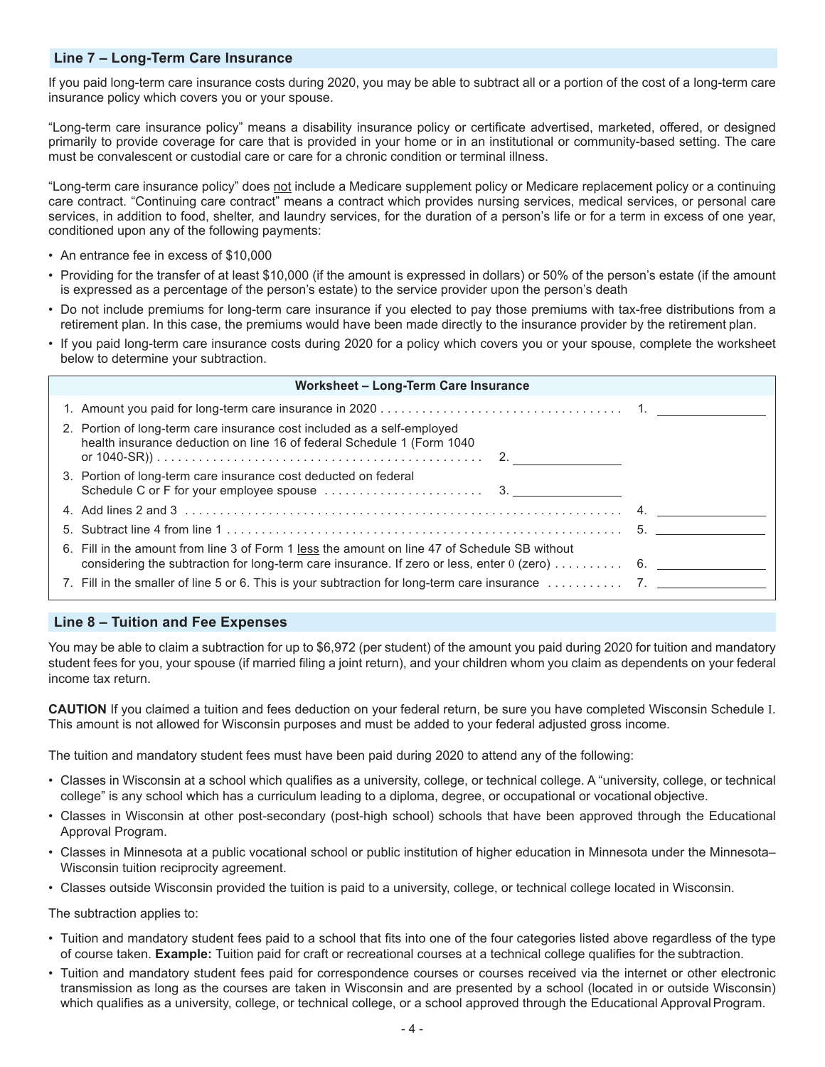## Line 7 – Long-Term Care Insurance

If you paid long-term care insurance costs during 2020, you may be able to subtract all or a portion of the cost of a long-term care insurance policy which covers you or your spouse.

"Long-term care insurance policy" means a disability insurance policy or certificate advertised, marketed, offered, or designed primarily to provide coverage for care that is provided in your home or in an institutional or community-based setting. The care must be convalescent or custodial care or care for a chronic condition or terminal illness.

"Long-term care insurance policy" does not include a Medicare supplement policy or Medicare replacement policy or a continuing care contract. "Continuing care contract" means a contract which provides nursing services, medical services, or personal care services, in addition to food, shelter, and laundry services, for the duration of a person's life or for a term in excess of one year, conditioned upon any of the following payments:

- An entrance fee in excess of $10,000
- Providing for the transfer of at least $10,000 (if the amount is expressed in dollars) or 50% of the person's estate (if the amount is expressed as a percentage of the person's estate) to the service provider upon the person's death
- Do not include premiums for long-term care insurance if you elected to pay those premiums with tax-free distributions from a retirement plan. In this case, the premiums would have been made directly to the insurance provider by the retirement plan.
- If you paid long-term care insurance costs during 2020 for a policy which covers you or your spouse, complete the worksheet below to determine your subtraction.

| Worksheet – Long-Term Care Insurance | | |
|---|---|---|
| 1. Amount you paid for long-term care insurance in 2020 | | 1. ______ |
| 2. Portion of long-term care insurance cost included as a self-employed health insurance deduction on line 16 of federal Schedule 1 (Form 1040 or 1040-SR)) | 2. ______ | |
| 3. Portion of long-term care insurance cost deducted on federal Schedule C or F for your employee spouse | 3. ______ | |
| 4. Add lines 2 and 3 | | 4. ______ |
| 5. Subtract line 4 from line 1 | | 5. ______ |
| 6. Fill in the amount from line 3 of Form 1 less the amount on line 47 of Schedule SB without considering the subtraction for long-term care insurance. If zero or less, enter 0 (zero) | | 6. ______ |
| 7. Fill in the smaller of line 5 or 6. This is your subtraction for long-term care insurance | | 7. ______ |

## Line 8 – Tuition and Fee Expenses

You may be able to claim a subtraction for up to $6,972 (per student) of the amount you paid during 2020 for tuition and mandatory student fees for you, your spouse (if married filing a joint return), and your children whom you claim as dependents on your federal income tax return.

**CAUTION** If you claimed a tuition and fees deduction on your federal return, be sure you have completed Wisconsin Schedule I. This amount is not allowed for Wisconsin purposes and must be added to your federal adjusted gross income.

The tuition and mandatory student fees must have been paid during 2020 to attend any of the following:

- Classes in Wisconsin at a school which qualifies as a university, college, or technical college. A "university, college, or technical college" is any school which has a curriculum leading to a diploma, degree, or occupational or vocational objective.
- Classes in Wisconsin at other post-secondary (post-high school) schools that have been approved through the Educational Approval Program.
- Classes in Minnesota at a public vocational school or public institution of higher education in Minnesota under the Minnesota–Wisconsin tuition reciprocity agreement.
- Classes outside Wisconsin provided the tuition is paid to a university, college, or technical college located in Wisconsin.

The subtraction applies to:

- Tuition and mandatory student fees paid to a school that fits into one of the four categories listed above regardless of the type of course taken. **Example:** Tuition paid for craft or recreational courses at a technical college qualifies for the subtraction.
- Tuition and mandatory student fees paid for correspondence courses or courses received via the internet or other electronic transmission as long as the courses are taken in Wisconsin and are presented by a school (located in or outside Wisconsin) which qualifies as a university, college, or technical college, or a school approved through the Educational Approval Program.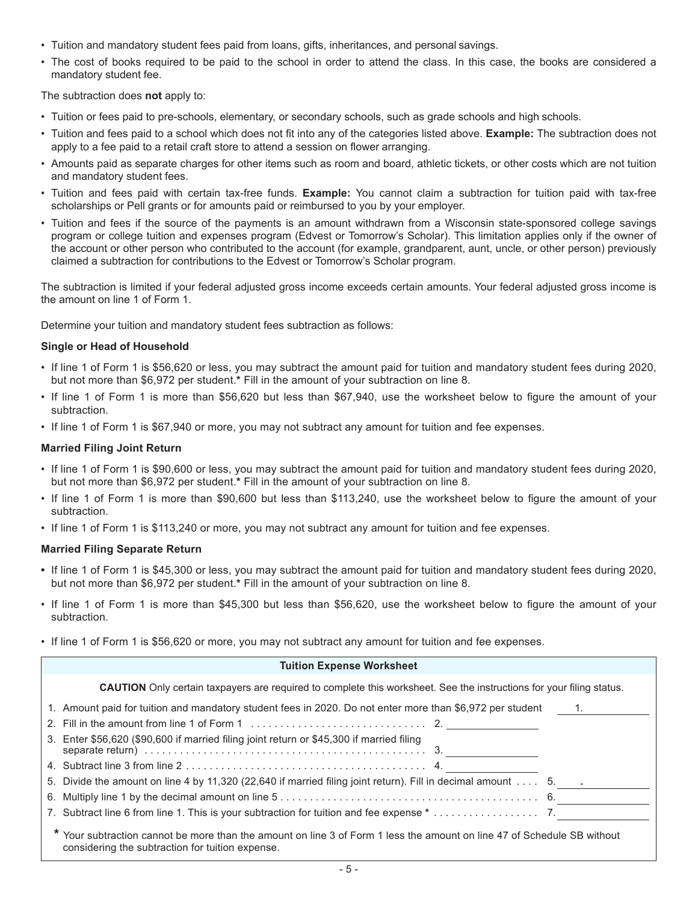- Tuition and mandatory student fees paid from loans, gifts, inheritances, and personal savings.
- The cost of books required to be paid to the school in order to attend the class. In this case, the books are considered a mandatory student fee.

The subtraction does **not** apply to:

- Tuition or fees paid to pre-schools, elementary, or secondary schools, such as grade schools and high schools.
- Tuition and fees paid to a school which does not fit into any of the categories listed above. **Example:** The subtraction does not apply to a fee paid to a retail craft store to attend a session on flower arranging.
- Amounts paid as separate charges for other items such as room and board, athletic tickets, or other costs which are not tuition and mandatory student fees.
- Tuition and fees paid with certain tax-free funds. **Example:** You cannot claim a subtraction for tuition paid with tax-free scholarships or Pell grants or for amounts paid or reimbursed to you by your employer.
- Tuition and fees if the source of the payments is an amount withdrawn from a Wisconsin state-sponsored college savings program or college tuition and expenses program (Edvest or Tomorrow's Scholar). This limitation applies only if the owner of the account or other person who contributed to the account (for example, grandparent, aunt, uncle, or other person) previously claimed a subtraction for contributions to the Edvest or Tomorrow's Scholar program.

The subtraction is limited if your federal adjusted gross income exceeds certain amounts. Your federal adjusted gross income is the amount on line 1 of Form 1.

Determine your tuition and mandatory student fees subtraction as follows:

**Single or Head of Household**

- If line 1 of Form 1 is $56,620 or less, you may subtract the amount paid for tuition and mandatory student fees during 2020, but not more than $6,972 per student.* Fill in the amount of your subtraction on line 8.
- If line 1 of Form 1 is more than $56,620 but less than $67,940, use the worksheet below to figure the amount of your subtraction.
- If line 1 of Form 1 is $67,940 or more, you may not subtract any amount for tuition and fee expenses.

**Married Filing Joint Return**

- If line 1 of Form 1 is $90,600 or less, you may subtract the amount paid for tuition and mandatory student fees during 2020, but not more than $6,972 per student.* Fill in the amount of your subtraction on line 8.
- If line 1 of Form 1 is more than $90,600 but less than $113,240, use the worksheet below to figure the amount of your subtraction.
- If line 1 of Form 1 is $113,240 or more, you may not subtract any amount for tuition and fee expenses.

**Married Filing Separate Return**

- If line 1 of Form 1 is $45,300 or less, you may subtract the amount paid for tuition and mandatory student fees during 2020, but not more than $6,972 per student.* Fill in the amount of your subtraction on line 8.
- If line 1 of Form 1 is more than $45,300 but less than $56,620, use the worksheet below to figure the amount of your subtraction.
- If line 1 of Form 1 is $56,620 or more, you may not subtract any amount for tuition and fee expenses.

**Tuition Expense Worksheet**

**CAUTION** Only certain taxpayers are required to complete this worksheet. See the instructions for your filing status.

1. Amount paid for tuition and mandatory student fees in 2020. Do not enter more than $6,972 per student ........ 1. ________
2. Fill in the amount from line 1 of Form 1 ........ 2. ________
3. Enter $56,620 ($90,600 if married filing joint return or $45,300 if married filing separate return) ........ 3. ________
4. Subtract line 3 from line 2 ........ 4. ________
5. Divide the amount on line 4 by 11,320 (22,640 if married filing joint return). Fill in decimal amount ........ 5. ___ . ___
6. Multiply line 1 by the decimal amount on line 5 ........ 6. ________
7. Subtract line 6 from line 1. This is your subtraction for tuition and fee expense * ........ 7. ________

\* Your subtraction cannot be more than the amount on line 3 of Form 1 less the amount on line 47 of Schedule SB without considering the subtraction for tuition expense.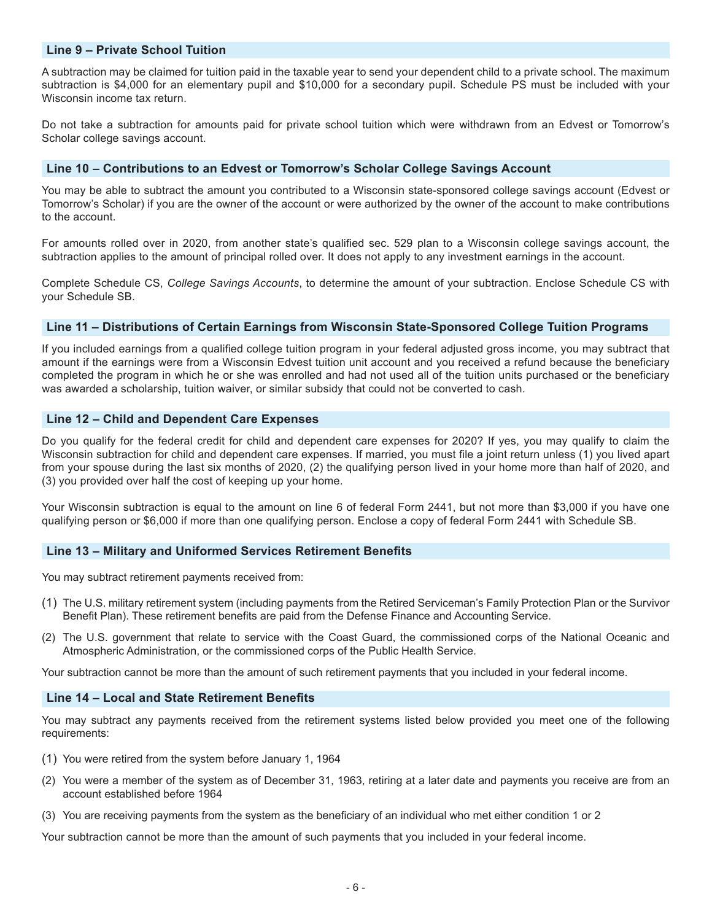### Line 9 – Private School Tuition

A subtraction may be claimed for tuition paid in the taxable year to send your dependent child to a private school. The maximum subtraction is $4,000 for an elementary pupil and $10,000 for a secondary pupil. Schedule PS must be included with your Wisconsin income tax return.

Do not take a subtraction for amounts paid for private school tuition which were withdrawn from an Edvest or Tomorrow's Scholar college savings account.

### Line 10 – Contributions to an Edvest or Tomorrow's Scholar College Savings Account

You may be able to subtract the amount you contributed to a Wisconsin state-sponsored college savings account (Edvest or Tomorrow's Scholar) if you are the owner of the account or were authorized by the owner of the account to make contributions to the account.

For amounts rolled over in 2020, from another state's qualified sec. 529 plan to a Wisconsin college savings account, the subtraction applies to the amount of principal rolled over. It does not apply to any investment earnings in the account.

Complete Schedule CS, *College Savings Accounts*, to determine the amount of your subtraction. Enclose Schedule CS with your Schedule SB.

### Line 11 – Distributions of Certain Earnings from Wisconsin State-Sponsored College Tuition Programs

If you included earnings from a qualified college tuition program in your federal adjusted gross income, you may subtract that amount if the earnings were from a Wisconsin Edvest tuition unit account and you received a refund because the beneficiary completed the program in which he or she was enrolled and had not used all of the tuition units purchased or the beneficiary was awarded a scholarship, tuition waiver, or similar subsidy that could not be converted to cash.

### Line 12 – Child and Dependent Care Expenses

Do you qualify for the federal credit for child and dependent care expenses for 2020? If yes, you may qualify to claim the Wisconsin subtraction for child and dependent care expenses. If married, you must file a joint return unless (1) you lived apart from your spouse during the last six months of 2020, (2) the qualifying person lived in your home more than half of 2020, and (3) you provided over half the cost of keeping up your home.

Your Wisconsin subtraction is equal to the amount on line 6 of federal Form 2441, but not more than $3,000 if you have one qualifying person or $6,000 if more than one qualifying person. Enclose a copy of federal Form 2441 with Schedule SB.

### Line 13 – Military and Uniformed Services Retirement Benefits

You may subtract retirement payments received from:

(1) The U.S. military retirement system (including payments from the Retired Serviceman's Family Protection Plan or the Survivor Benefit Plan). These retirement benefits are paid from the Defense Finance and Accounting Service.

(2) The U.S. government that relate to service with the Coast Guard, the commissioned corps of the National Oceanic and Atmospheric Administration, or the commissioned corps of the Public Health Service.

Your subtraction cannot be more than the amount of such retirement payments that you included in your federal income.

### Line 14 – Local and State Retirement Benefits

You may subtract any payments received from the retirement systems listed below provided you meet one of the following requirements:

(1) You were retired from the system before January 1, 1964

(2) You were a member of the system as of December 31, 1963, retiring at a later date and payments you receive are from an account established before 1964

(3) You are receiving payments from the system as the beneficiary of an individual who met either condition 1 or 2

Your subtraction cannot be more than the amount of such payments that you included in your federal income.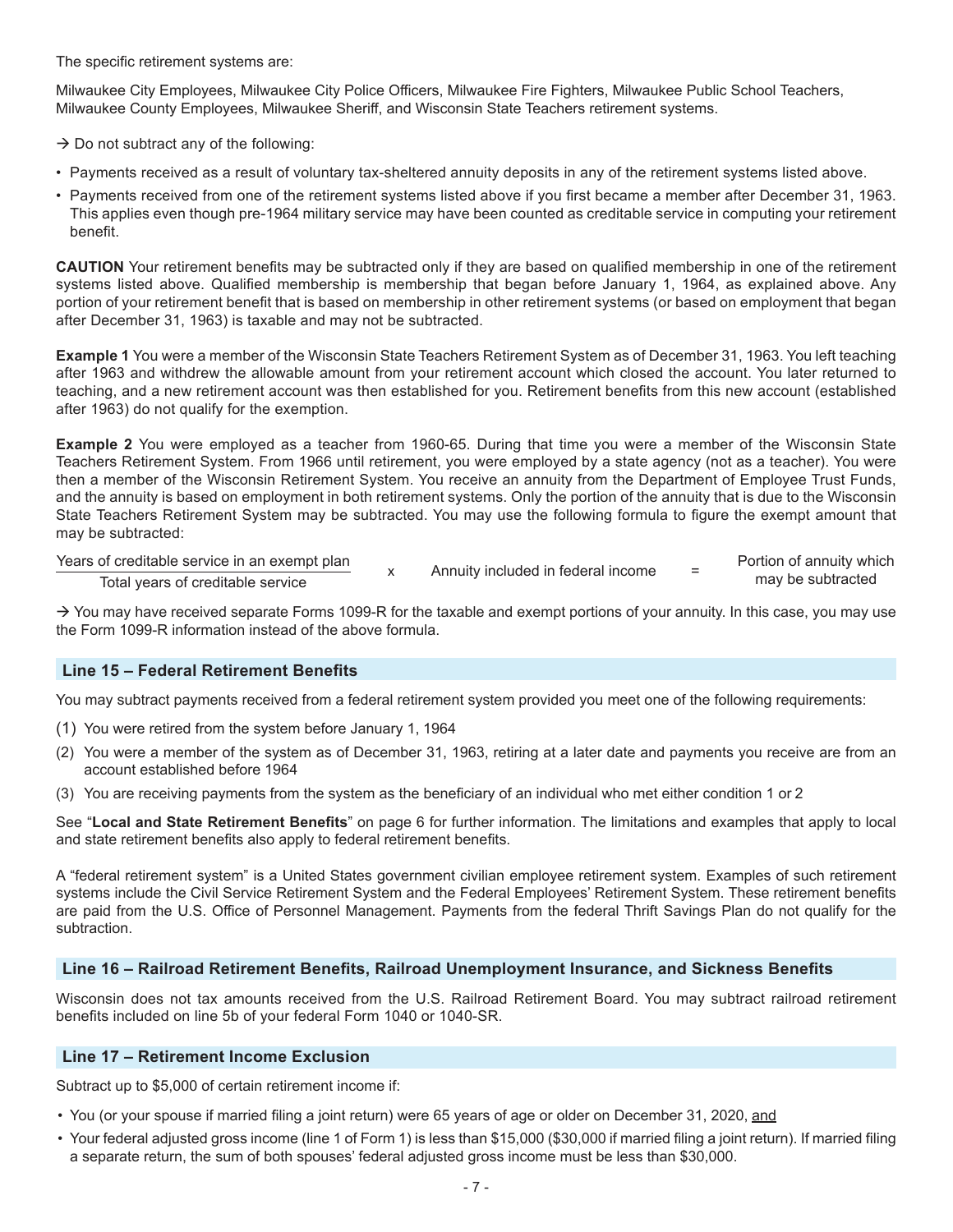The specific retirement systems are:

Milwaukee City Employees, Milwaukee City Police Officers, Milwaukee Fire Fighters, Milwaukee Public School Teachers, Milwaukee County Employees, Milwaukee Sheriff, and Wisconsin State Teachers retirement systems.

→ Do not subtract any of the following:

- Payments received as a result of voluntary tax-sheltered annuity deposits in any of the retirement systems listed above.
- Payments received from one of the retirement systems listed above if you first became a member after December 31, 1963. This applies even though pre-1964 military service may have been counted as creditable service in computing your retirement benefit.

**CAUTION** Your retirement benefits may be subtracted only if they are based on qualified membership in one of the retirement systems listed above. Qualified membership is membership that began before January 1, 1964, as explained above. Any portion of your retirement benefit that is based on membership in other retirement systems (or based on employment that began after December 31, 1963) is taxable and may not be subtracted.

**Example 1** You were a member of the Wisconsin State Teachers Retirement System as of December 31, 1963. You left teaching after 1963 and withdrew the allowable amount from your retirement account which closed the account. You later returned to teaching, and a new retirement account was then established for you. Retirement benefits from this new account (established after 1963) do not qualify for the exemption.

**Example 2** You were employed as a teacher from 1960-65. During that time you were a member of the Wisconsin State Teachers Retirement System. From 1966 until retirement, you were employed by a state agency (not as a teacher). You were then a member of the Wisconsin Retirement System. You receive an annuity from the Department of Employee Trust Funds, and the annuity is based on employment in both retirement systems. Only the portion of the annuity that is due to the Wisconsin State Teachers Retirement System may be subtracted. You may use the following formula to figure the exempt amount that may be subtracted:

$$\frac{\text{Years of creditable service in an exempt plan}}{\text{Total years of creditable service}} \times \text{Annuity included in federal income} = \text{Portion of annuity which may be subtracted}$$

→ You may have received separate Forms 1099-R for the taxable and exempt portions of your annuity. In this case, you may use the Form 1099-R information instead of the above formula.

## Line 15 – Federal Retirement Benefits

You may subtract payments received from a federal retirement system provided you meet one of the following requirements:

(1) You were retired from the system before January 1, 1964

(2) You were a member of the system as of December 31, 1963, retiring at a later date and payments you receive are from an account established before 1964

(3) You are receiving payments from the system as the beneficiary of an individual who met either condition 1 or 2

See "**Local and State Retirement Benefits**" on page 6 for further information. The limitations and examples that apply to local and state retirement benefits also apply to federal retirement benefits.

A "federal retirement system" is a United States government civilian employee retirement system. Examples of such retirement systems include the Civil Service Retirement System and the Federal Employees' Retirement System. These retirement benefits are paid from the U.S. Office of Personnel Management. Payments from the federal Thrift Savings Plan do not qualify for the subtraction.

## Line 16 – Railroad Retirement Benefits, Railroad Unemployment Insurance, and Sickness Benefits

Wisconsin does not tax amounts received from the U.S. Railroad Retirement Board. You may subtract railroad retirement benefits included on line 5b of your federal Form 1040 or 1040-SR.

## Line 17 – Retirement Income Exclusion

Subtract up to $5,000 of certain retirement income if:

- You (or your spouse if married filing a joint return) were 65 years of age or older on December 31, 2020, and
- Your federal adjusted gross income (line 1 of Form 1) is less than $15,000 ($30,000 if married filing a joint return). If married filing a separate return, the sum of both spouses' federal adjusted gross income must be less than $30,000.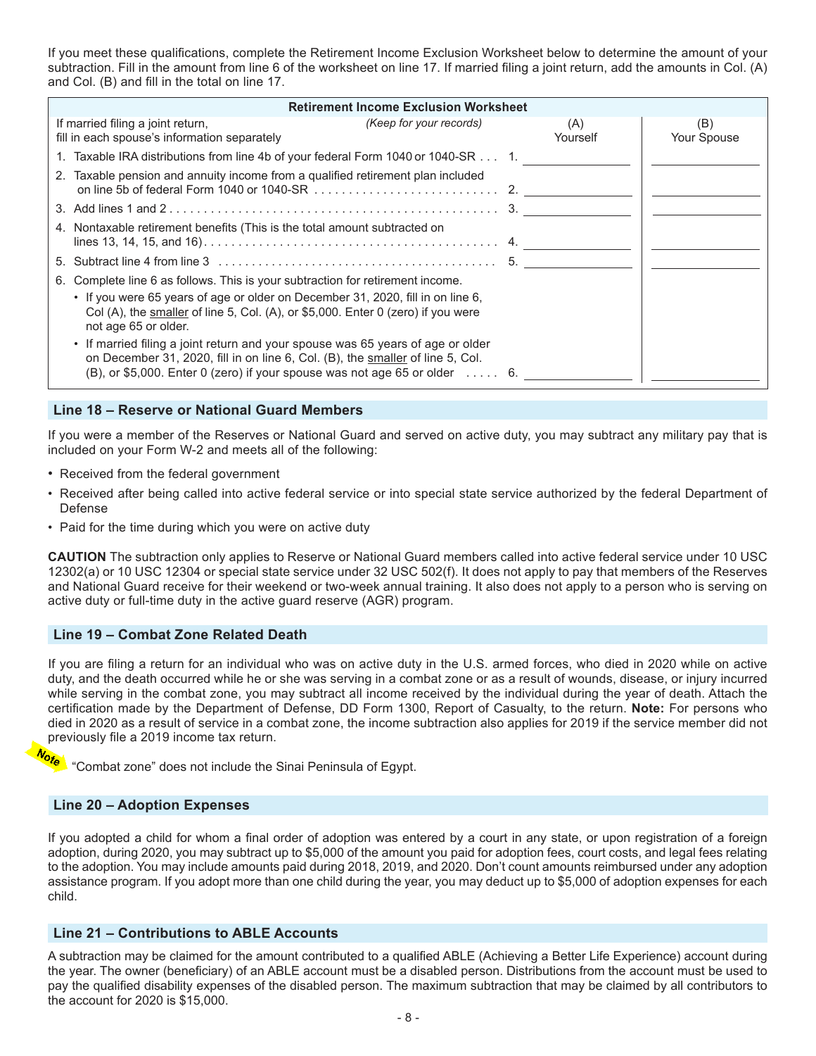If you meet these qualifications, complete the Retirement Income Exclusion Worksheet below to determine the amount of your subtraction. Fill in the amount from line 6 of the worksheet on line 17. If married filing a joint return, add the amounts in Col. (A) and Col. (B) and fill in the total on line 17.

**Retirement Income Exclusion Worksheet**

| If married filing a joint return, fill in each spouse's information separately *(Keep for your records)* | | (A) Yourself | (B) Your Spouse |
|---|---|---|---|
| 1. Taxable IRA distributions from line 4b of your federal Form 1040 or 1040-SR | 1. | | |
| 2. Taxable pension and annuity income from a qualified retirement plan included on line 5b of federal Form 1040 or 1040-SR | 2. | | |
| 3. Add lines 1 and 2 | 3. | | |
| 4. Nontaxable retirement benefits (This is the total amount subtracted on lines 13, 14, 15, and 16) | 4. | | |
| 5. Subtract line 4 from line 3 | 5. | | |
| 6. Complete line 6 as follows. This is your subtraction for retirement income.<br>• If you were 65 years of age or older on December 31, 2020, fill in on line 6, Col (A), the smaller of line 5, Col. (A), or $5,000. Enter 0 (zero) if you were not age 65 or older.<br>• If married filing a joint return and your spouse was 65 years of age or older on December 31, 2020, fill in on line 6, Col. (B), the smaller of line 5, Col. (B), or $5,000. Enter 0 (zero) if your spouse was not age 65 or older | 6. | | |

## Line 18 – Reserve or National Guard Members

If you were a member of the Reserves or National Guard and served on active duty, you may subtract any military pay that is included on your Form W-2 and meets all of the following:

- Received from the federal government
- Received after being called into active federal service or into special state service authorized by the federal Department of Defense
- Paid for the time during which you were on active duty

**CAUTION** The subtraction only applies to Reserve or National Guard members called into active federal service under 10 USC 12302(a) or 10 USC 12304 or special state service under 32 USC 502(f). It does not apply to pay that members of the Reserves and National Guard receive for their weekend or two-week annual training. It also does not apply to a person who is serving on active duty or full-time duty in the active guard reserve (AGR) program.

## Line 19 – Combat Zone Related Death

If you are filing a return for an individual who was on active duty in the U.S. armed forces, who died in 2020 while on active duty, and the death occurred while he or she was serving in a combat zone or as a result of wounds, disease, or injury incurred while serving in the combat zone, you may subtract all income received by the individual during the year of death. Attach the certification made by the Department of Defense, DD Form 1300, Report of Casualty, to the return. **Note:** For persons who died in 2020 as a result of service in a combat zone, the income subtraction also applies for 2019 if the service member did not previously file a 2019 income tax return.

*Note* "Combat zone" does not include the Sinai Peninsula of Egypt.

## Line 20 – Adoption Expenses

If you adopted a child for whom a final order of adoption was entered by a court in any state, or upon registration of a foreign adoption, during 2020, you may subtract up to $5,000 of the amount you paid for adoption fees, court costs, and legal fees relating to the adoption. You may include amounts paid during 2018, 2019, and 2020. Don't count amounts reimbursed under any adoption assistance program. If you adopt more than one child during the year, you may deduct up to $5,000 of adoption expenses for each child.

## Line 21 – Contributions to ABLE Accounts

A subtraction may be claimed for the amount contributed to a qualified ABLE (Achieving a Better Life Experience) account during the year. The owner (beneficiary) of an ABLE account must be a disabled person. Distributions from the account must be used to pay the qualified disability expenses of the disabled person. The maximum subtraction that may be claimed by all contributors to the account for 2020 is $15,000.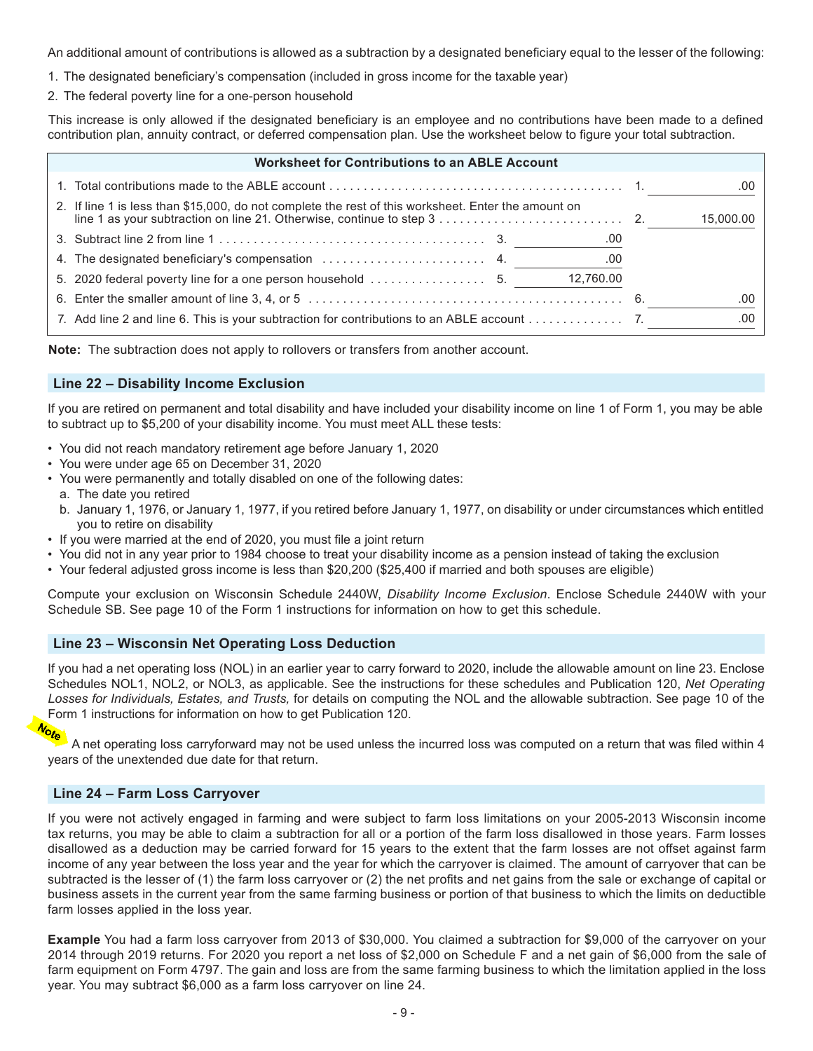An additional amount of contributions is allowed as a subtraction by a designated beneficiary equal to the lesser of the following:

1. The designated beneficiary's compensation (included in gross income for the taxable year)
2. The federal poverty line for a one-person household

This increase is only allowed if the designated beneficiary is an employee and no contributions have been made to a defined contribution plan, annuity contract, or deferred compensation plan. Use the worksheet below to figure your total subtraction.

| Worksheet for Contributions to an ABLE Account | | | | |
|---|---|---|---|---|
| 1. Total contributions made to the ABLE account | | | 1. | .00 |
| 2. If line 1 is less than $15,000, do not complete the rest of this worksheet. Enter the amount on line 1 as your subtraction on line 21. Otherwise, continue to step 3 | | | 2. | 15,000.00 |
| 3. Subtract line 2 from line 1 | 3. | .00 | | |
| 4. The designated beneficiary's compensation | 4. | .00 | | |
| 5. 2020 federal poverty line for a one person household | 5. | 12,760.00 | | |
| 6. Enter the smaller amount of line 3, 4, or 5 | | | 6. | .00 |
| 7. Add line 2 and line 6. This is your subtraction for contributions to an ABLE account | | | 7. | .00 |

**Note:** The subtraction does not apply to rollovers or transfers from another account.

## Line 22 – Disability Income Exclusion

If you are retired on permanent and total disability and have included your disability income on line 1 of Form 1, you may be able to subtract up to $5,200 of your disability income. You must meet ALL these tests:

- You did not reach mandatory retirement age before January 1, 2020
- You were under age 65 on December 31, 2020
- You were permanently and totally disabled on one of the following dates:
  a. The date you retired
  b. January 1, 1976, or January 1, 1977, if you retired before January 1, 1977, on disability or under circumstances which entitled you to retire on disability
- If you were married at the end of 2020, you must file a joint return
- You did not in any year prior to 1984 choose to treat your disability income as a pension instead of taking the exclusion
- Your federal adjusted gross income is less than $20,200 ($25,400 if married and both spouses are eligible)

Compute your exclusion on Wisconsin Schedule 2440W, *Disability Income Exclusion*. Enclose Schedule 2440W with your Schedule SB. See page 10 of the Form 1 instructions for information on how to get this schedule.

## Line 23 – Wisconsin Net Operating Loss Deduction

If you had a net operating loss (NOL) in an earlier year to carry forward to 2020, include the allowable amount on line 23. Enclose Schedules NOL1, NOL2, or NOL3, as applicable. See the instructions for these schedules and Publication 120, *Net Operating Losses for Individuals, Estates, and Trusts,* for details on computing the NOL and the allowable subtraction. See page 10 of the Form 1 instructions for information on how to get Publication 120.

**Note** A net operating loss carryforward may not be used unless the incurred loss was computed on a return that was filed within 4 years of the unextended due date for that return.

## Line 24 – Farm Loss Carryover

If you were not actively engaged in farming and were subject to farm loss limitations on your 2005-2013 Wisconsin income tax returns, you may be able to claim a subtraction for all or a portion of the farm loss disallowed in those years. Farm losses disallowed as a deduction may be carried forward for 15 years to the extent that the farm losses are not offset against farm income of any year between the loss year and the year for which the carryover is claimed. The amount of carryover that can be subtracted is the lesser of (1) the farm loss carryover or (2) the net profits and net gains from the sale or exchange of capital or business assets in the current year from the same farming business or portion of that business to which the limits on deductible farm losses applied in the loss year.

**Example** You had a farm loss carryover from 2013 of $30,000. You claimed a subtraction for $9,000 of the carryover on your 2014 through 2019 returns. For 2020 you report a net loss of $2,000 on Schedule F and a net gain of $6,000 from the sale of farm equipment on Form 4797. The gain and loss are from the same farming business to which the limitation applied in the loss year. You may subtract $6,000 as a farm loss carryover on line 24.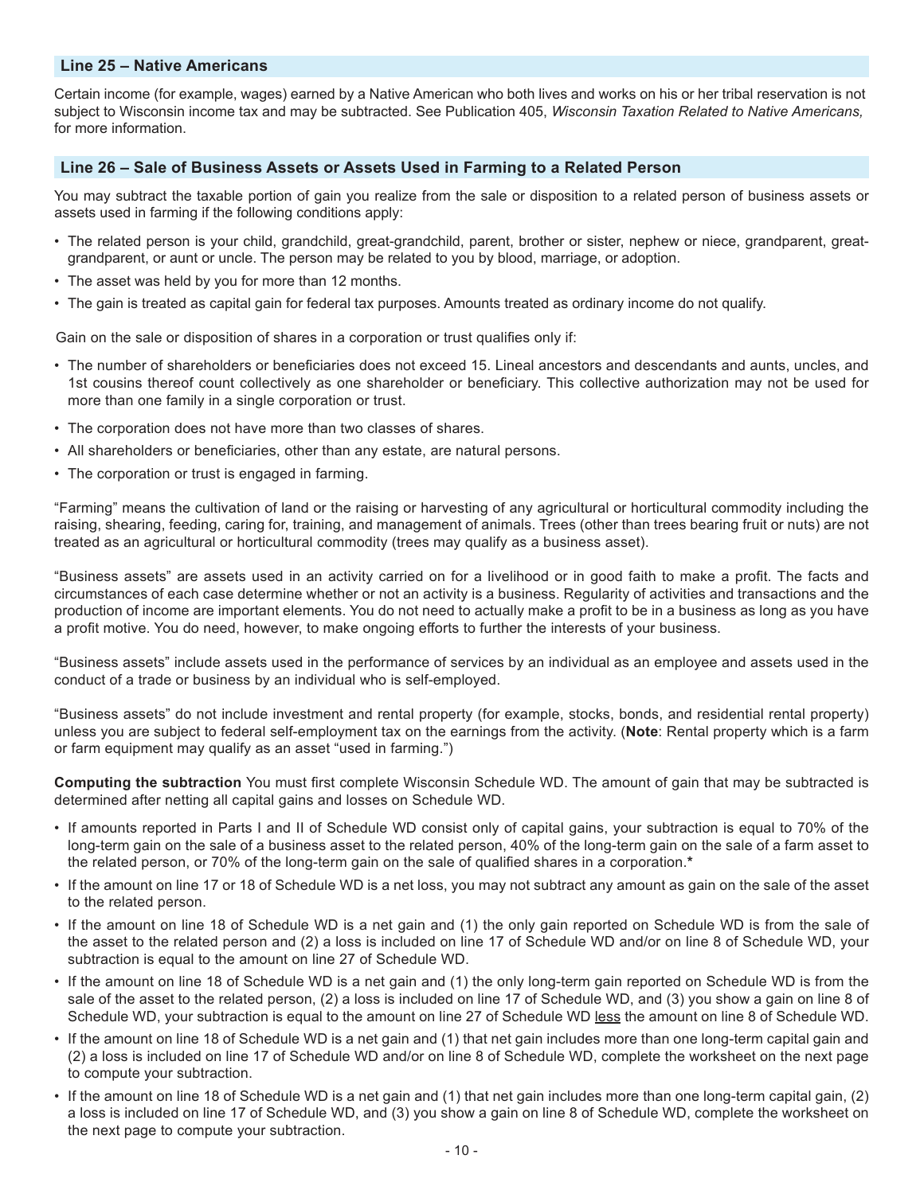### Line 25 – Native Americans

Certain income (for example, wages) earned by a Native American who both lives and works on his or her tribal reservation is not subject to Wisconsin income tax and may be subtracted. See Publication 405, *Wisconsin Taxation Related to Native Americans,* for more information.

### Line 26 – Sale of Business Assets or Assets Used in Farming to a Related Person

You may subtract the taxable portion of gain you realize from the sale or disposition to a related person of business assets or assets used in farming if the following conditions apply:

- The related person is your child, grandchild, great-grandchild, parent, brother or sister, nephew or niece, grandparent, great-grandparent, or aunt or uncle. The person may be related to you by blood, marriage, or adoption.
- The asset was held by you for more than 12 months.
- The gain is treated as capital gain for federal tax purposes. Amounts treated as ordinary income do not qualify.

Gain on the sale or disposition of shares in a corporation or trust qualifies only if:

- The number of shareholders or beneficiaries does not exceed 15. Lineal ancestors and descendants and aunts, uncles, and 1st cousins thereof count collectively as one shareholder or beneficiary. This collective authorization may not be used for more than one family in a single corporation or trust.
- The corporation does not have more than two classes of shares.
- All shareholders or beneficiaries, other than any estate, are natural persons.
- The corporation or trust is engaged in farming.

"Farming" means the cultivation of land or the raising or harvesting of any agricultural or horticultural commodity including the raising, shearing, feeding, caring for, training, and management of animals. Trees (other than trees bearing fruit or nuts) are not treated as an agricultural or horticultural commodity (trees may qualify as a business asset).

"Business assets" are assets used in an activity carried on for a livelihood or in good faith to make a profit. The facts and circumstances of each case determine whether or not an activity is a business. Regularity of activities and transactions and the production of income are important elements. You do not need to actually make a profit to be in a business as long as you have a profit motive. You do need, however, to make ongoing efforts to further the interests of your business.

"Business assets" include assets used in the performance of services by an individual as an employee and assets used in the conduct of a trade or business by an individual who is self-employed.

"Business assets" do not include investment and rental property (for example, stocks, bonds, and residential rental property) unless you are subject to federal self-employment tax on the earnings from the activity. (**Note**: Rental property which is a farm or farm equipment may qualify as an asset "used in farming.")

**Computing the subtraction** You must first complete Wisconsin Schedule WD. The amount of gain that may be subtracted is determined after netting all capital gains and losses on Schedule WD.

- If amounts reported in Parts I and II of Schedule WD consist only of capital gains, your subtraction is equal to 70% of the long-term gain on the sale of a business asset to the related person, 40% of the long-term gain on the sale of a farm asset to the related person, or 70% of the long-term gain on the sale of qualified shares in a corporation.*
- If the amount on line 17 or 18 of Schedule WD is a net loss, you may not subtract any amount as gain on the sale of the asset to the related person.
- If the amount on line 18 of Schedule WD is a net gain and (1) the only gain reported on Schedule WD is from the sale of the asset to the related person and (2) a loss is included on line 17 of Schedule WD and/or on line 8 of Schedule WD, your subtraction is equal to the amount on line 27 of Schedule WD.
- If the amount on line 18 of Schedule WD is a net gain and (1) the only long-term gain reported on Schedule WD is from the sale of the asset to the related person, (2) a loss is included on line 17 of Schedule WD, and (3) you show a gain on line 8 of Schedule WD, your subtraction is equal to the amount on line 27 of Schedule WD <u>less</u> the amount on line 8 of Schedule WD.
- If the amount on line 18 of Schedule WD is a net gain and (1) that net gain includes more than one long-term capital gain and (2) a loss is included on line 17 of Schedule WD and/or on line 8 of Schedule WD, complete the worksheet on the next page to compute your subtraction.
- If the amount on line 18 of Schedule WD is a net gain and (1) that net gain includes more than one long-term capital gain, (2) a loss is included on line 17 of Schedule WD, and (3) you show a gain on line 8 of Schedule WD, complete the worksheet on the next page to compute your subtraction.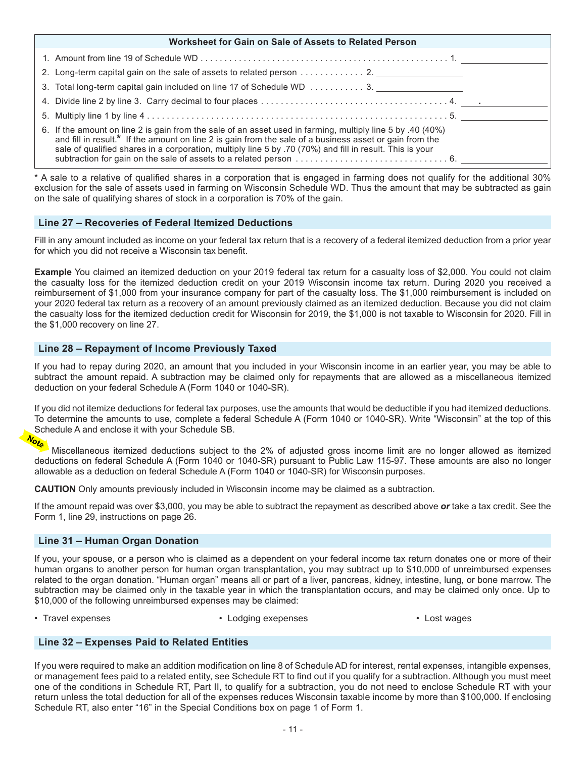**Worksheet for Gain on Sale of Assets to Related Person**

| | | |
|---|---|---|
| 1. Amount from line 19 of Schedule WD | | 1. ________ |
| 2. Long-term capital gain on the sale of assets to related person | 2. ________ | |
| 3. Total long-term capital gain included on line 17 of Schedule WD | 3. ________ | |
| 4. Divide line 2 by line 3. Carry decimal to four places | | 4. ___ . ______ |
| 5. Multiply line 1 by line 4 | | 5. ________ |
| 6. If the amount on line 2 is gain from the sale of an asset used in farming, multiply line 5 by .40 (40%) and fill in result.* If the amount on line 2 is gain from the sale of a business asset or gain from the sale of qualified shares in a corporation, multiply line 5 by .70 (70%) and fill in result. This is your subtraction for gain on the sale of assets to a related person | | 6. ________ |

* A sale to a relative of qualified shares in a corporation that is engaged in farming does not qualify for the additional 30% exclusion for the sale of assets used in farming on Wisconsin Schedule WD. Thus the amount that may be subtracted as gain on the sale of qualifying shares of stock in a corporation is 70% of the gain.

## Line 27 – Recoveries of Federal Itemized Deductions

Fill in any amount included as income on your federal tax return that is a recovery of a federal itemized deduction from a prior year for which you did not receive a Wisconsin tax benefit.

**Example** You claimed an itemized deduction on your 2019 federal tax return for a casualty loss of $2,000. You could not claim the casualty loss for the itemized deduction credit on your 2019 Wisconsin income tax return. During 2020 you received a reimbursement of $1,000 from your insurance company for part of the casualty loss. The $1,000 reimbursement is included on your 2020 federal tax return as a recovery of an amount previously claimed as an itemized deduction. Because you did not claim the casualty loss for the itemized deduction credit for Wisconsin for 2019, the $1,000 is not taxable to Wisconsin for 2020. Fill in the $1,000 recovery on line 27.

## Line 28 – Repayment of Income Previously Taxed

If you had to repay during 2020, an amount that you included in your Wisconsin income in an earlier year, you may be able to subtract the amount repaid. A subtraction may be claimed only for repayments that are allowed as a miscellaneous itemized deduction on your federal Schedule A (Form 1040 or 1040-SR).

If you did not itemize deductions for federal tax purposes, use the amounts that would be deductible if you had itemized deductions. To determine the amounts to use, complete a federal Schedule A (Form 1040 or 1040-SR). Write "Wisconsin" at the top of this Schedule A and enclose it with your Schedule SB.

**Note** Miscellaneous itemized deductions subject to the 2% of adjusted gross income limit are no longer allowed as itemized deductions on federal Schedule A (Form 1040 or 1040-SR) pursuant to Public Law 115-97. These amounts are also no longer allowable as a deduction on federal Schedule A (Form 1040 or 1040-SR) for Wisconsin purposes.

**CAUTION** Only amounts previously included in Wisconsin income may be claimed as a subtraction.

If the amount repaid was over $3,000, you may be able to subtract the repayment as described above ***or*** take a tax credit. See the Form 1, line 29, instructions on page 26.

## Line 31 – Human Organ Donation

If you, your spouse, or a person who is claimed as a dependent on your federal income tax return donates one or more of their human organs to another person for human organ transplantation, you may subtract up to $10,000 of unreimbursed expenses related to the organ donation. "Human organ" means all or part of a liver, pancreas, kidney, intestine, lung, or bone marrow. The subtraction may be claimed only in the taxable year in which the transplantation occurs, and may be claimed only once. Up to $10,000 of the following unreimbursed expenses may be claimed:

- Travel expenses
- Lodging exepenses
- Lost wages

## Line 32 – Expenses Paid to Related Entities

If you were required to make an addition modification on line 8 of Schedule AD for interest, rental expenses, intangible expenses, or management fees paid to a related entity, see Schedule RT to find out if you qualify for a subtraction. Although you must meet one of the conditions in Schedule RT, Part II, to qualify for a subtraction, you do not need to enclose Schedule RT with your return unless the total deduction for all of the expenses reduces Wisconsin taxable income by more than $100,000. If enclosing Schedule RT, also enter "16" in the Special Conditions box on page 1 of Form 1.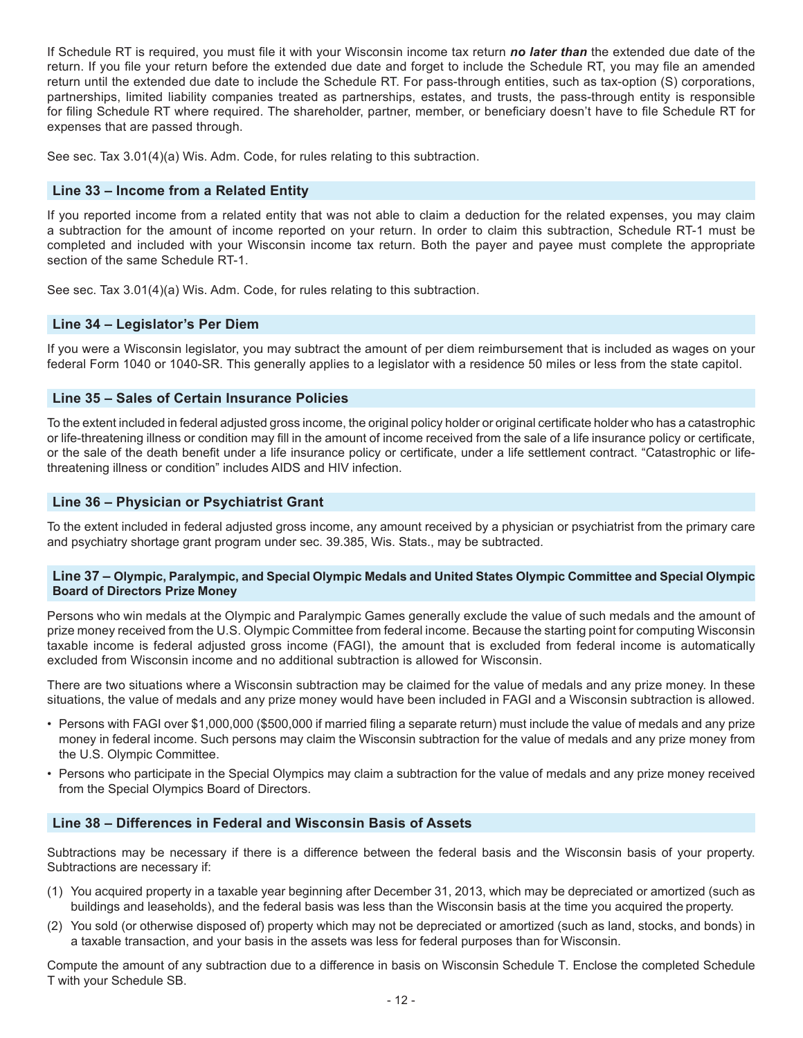If Schedule RT is required, you must file it with your Wisconsin income tax return ***no later than*** the extended due date of the return. If you file your return before the extended due date and forget to include the Schedule RT, you may file an amended return until the extended due date to include the Schedule RT. For pass-through entities, such as tax-option (S) corporations, partnerships, limited liability companies treated as partnerships, estates, and trusts, the pass-through entity is responsible for filing Schedule RT where required. The shareholder, partner, member, or beneficiary doesn't have to file Schedule RT for expenses that are passed through.

See sec. Tax 3.01(4)(a) Wis. Adm. Code, for rules relating to this subtraction.

## Line 33 – Income from a Related Entity

If you reported income from a related entity that was not able to claim a deduction for the related expenses, you may claim a subtraction for the amount of income reported on your return. In order to claim this subtraction, Schedule RT-1 must be completed and included with your Wisconsin income tax return. Both the payer and payee must complete the appropriate section of the same Schedule RT-1.

See sec. Tax 3.01(4)(a) Wis. Adm. Code, for rules relating to this subtraction.

## Line 34 – Legislator's Per Diem

If you were a Wisconsin legislator, you may subtract the amount of per diem reimbursement that is included as wages on your federal Form 1040 or 1040-SR. This generally applies to a legislator with a residence 50 miles or less from the state capitol.

## Line 35 – Sales of Certain Insurance Policies

To the extent included in federal adjusted gross income, the original policy holder or original certificate holder who has a catastrophic or life-threatening illness or condition may fill in the amount of income received from the sale of a life insurance policy or certificate, or the sale of the death benefit under a life insurance policy or certificate, under a life settlement contract. "Catastrophic or life-threatening illness or condition" includes AIDS and HIV infection.

## Line 36 – Physician or Psychiatrist Grant

To the extent included in federal adjusted gross income, any amount received by a physician or psychiatrist from the primary care and psychiatry shortage grant program under sec. 39.385, Wis. Stats., may be subtracted.

## Line 37 – Olympic, Paralympic, and Special Olympic Medals and United States Olympic Committee and Special Olympic Board of Directors Prize Money

Persons who win medals at the Olympic and Paralympic Games generally exclude the value of such medals and the amount of prize money received from the U.S. Olympic Committee from federal income. Because the starting point for computing Wisconsin taxable income is federal adjusted gross income (FAGI), the amount that is excluded from federal income is automatically excluded from Wisconsin income and no additional subtraction is allowed for Wisconsin.

There are two situations where a Wisconsin subtraction may be claimed for the value of medals and any prize money. In these situations, the value of medals and any prize money would have been included in FAGI and a Wisconsin subtraction is allowed.

- Persons with FAGI over $1,000,000 ($500,000 if married filing a separate return) must include the value of medals and any prize money in federal income. Such persons may claim the Wisconsin subtraction for the value of medals and any prize money from the U.S. Olympic Committee.
- Persons who participate in the Special Olympics may claim a subtraction for the value of medals and any prize money received from the Special Olympics Board of Directors.

## Line 38 – Differences in Federal and Wisconsin Basis of Assets

Subtractions may be necessary if there is a difference between the federal basis and the Wisconsin basis of your property. Subtractions are necessary if:

(1) You acquired property in a taxable year beginning after December 31, 2013, which may be depreciated or amortized (such as buildings and leaseholds), and the federal basis was less than the Wisconsin basis at the time you acquired the property.

(2) You sold (or otherwise disposed of) property which may not be depreciated or amortized (such as land, stocks, and bonds) in a taxable transaction, and your basis in the assets was less for federal purposes than for Wisconsin.

Compute the amount of any subtraction due to a difference in basis on Wisconsin Schedule T. Enclose the completed Schedule T with your Schedule SB.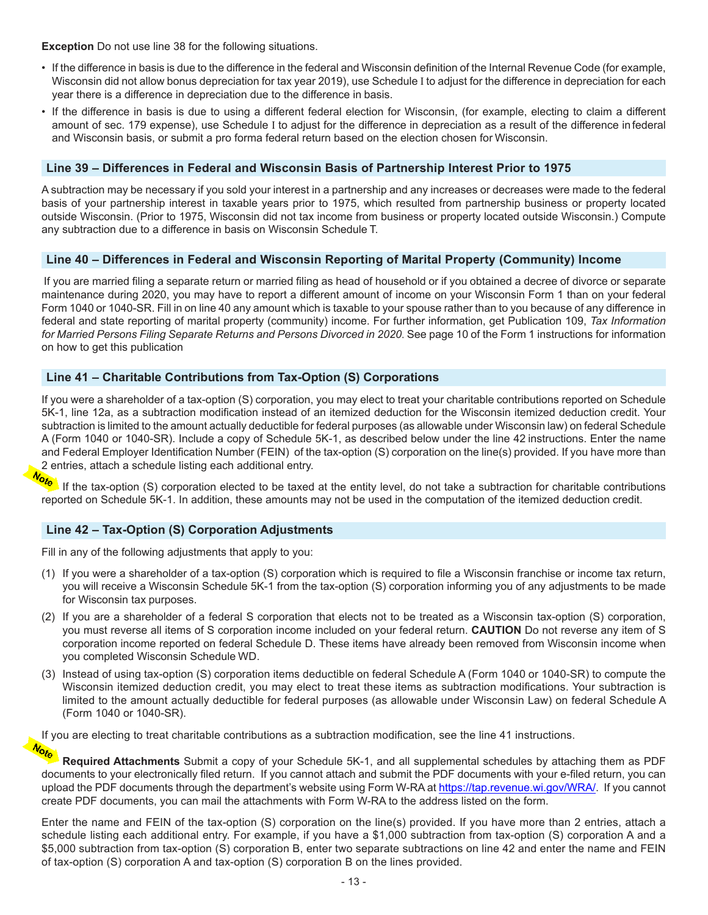**Exception** Do not use line 38 for the following situations.

- If the difference in basis is due to the difference in the federal and Wisconsin definition of the Internal Revenue Code (for example, Wisconsin did not allow bonus depreciation for tax year 2019), use Schedule I to adjust for the difference in depreciation for each year there is a difference in depreciation due to the difference in basis.
- If the difference in basis is due to using a different federal election for Wisconsin, (for example, electing to claim a different amount of sec. 179 expense), use Schedule I to adjust for the difference in depreciation as a result of the difference in federal and Wisconsin basis, or submit a pro forma federal return based on the election chosen for Wisconsin.

## Line 39 – Differences in Federal and Wisconsin Basis of Partnership Interest Prior to 1975

A subtraction may be necessary if you sold your interest in a partnership and any increases or decreases were made to the federal basis of your partnership interest in taxable years prior to 1975, which resulted from partnership business or property located outside Wisconsin. (Prior to 1975, Wisconsin did not tax income from business or property located outside Wisconsin.) Compute any subtraction due to a difference in basis on Wisconsin Schedule T.

## Line 40 – Differences in Federal and Wisconsin Reporting of Marital Property (Community) Income

If you are married filing a separate return or married filing as head of household or if you obtained a decree of divorce or separate maintenance during 2020, you may have to report a different amount of income on your Wisconsin Form 1 than on your federal Form 1040 or 1040-SR. Fill in on line 40 any amount which is taxable to your spouse rather than to you because of any difference in federal and state reporting of marital property (community) income. For further information, get Publication 109, *Tax Information for Married Persons Filing Separate Returns and Persons Divorced in 2020.* See page 10 of the Form 1 instructions for information on how to get this publication

## Line 41 – Charitable Contributions from Tax-Option (S) Corporations

If you were a shareholder of a tax-option (S) corporation, you may elect to treat your charitable contributions reported on Schedule 5K-1, line 12a, as a subtraction modification instead of an itemized deduction for the Wisconsin itemized deduction credit. Your subtraction is limited to the amount actually deductible for federal purposes (as allowable under Wisconsin law) on federal Schedule A (Form 1040 or 1040-SR). Include a copy of Schedule 5K-1, as described below under the line 42 instructions. Enter the name and Federal Employer Identification Number (FEIN) of the tax-option (S) corporation on the line(s) provided. If you have more than 2 entries, attach a schedule listing each additional entry.

**Note** If the tax-option (S) corporation elected to be taxed at the entity level, do not take a subtraction for charitable contributions reported on Schedule 5K-1. In addition, these amounts may not be used in the computation of the itemized deduction credit.

## Line 42 – Tax-Option (S) Corporation Adjustments

Fill in any of the following adjustments that apply to you:

(1) If you were a shareholder of a tax-option (S) corporation which is required to file a Wisconsin franchise or income tax return, you will receive a Wisconsin Schedule 5K-1 from the tax-option (S) corporation informing you of any adjustments to be made for Wisconsin tax purposes.

(2) If you are a shareholder of a federal S corporation that elects not to be treated as a Wisconsin tax-option (S) corporation, you must reverse all items of S corporation income included on your federal return. **CAUTION** Do not reverse any item of S corporation income reported on federal Schedule D. These items have already been removed from Wisconsin income when you completed Wisconsin Schedule WD.

(3) Instead of using tax-option (S) corporation items deductible on federal Schedule A (Form 1040 or 1040-SR) to compute the Wisconsin itemized deduction credit, you may elect to treat these items as subtraction modifications. Your subtraction is limited to the amount actually deductible for federal purposes (as allowable under Wisconsin Law) on federal Schedule A (Form 1040 or 1040-SR).

If you are electing to treat charitable contributions as a subtraction modification, see the line 41 instructions.

**Note** **Required Attachments** Submit a copy of your Schedule 5K-1, and all supplemental schedules by attaching them as PDF documents to your electronically filed return. If you cannot attach and submit the PDF documents with your e-filed return, you can upload the PDF documents through the department's website using Form W-RA at https://tap.revenue.wi.gov/WRA/. If you cannot create PDF documents, you can mail the attachments with Form W-RA to the address listed on the form.

Enter the name and FEIN of the tax-option (S) corporation on the line(s) provided. If you have more than 2 entries, attach a schedule listing each additional entry. For example, if you have a $1,000 subtraction from tax-option (S) corporation A and a $5,000 subtraction from tax-option (S) corporation B, enter two separate subtractions on line 42 and enter the name and FEIN of tax-option (S) corporation A and tax-option (S) corporation B on the lines provided.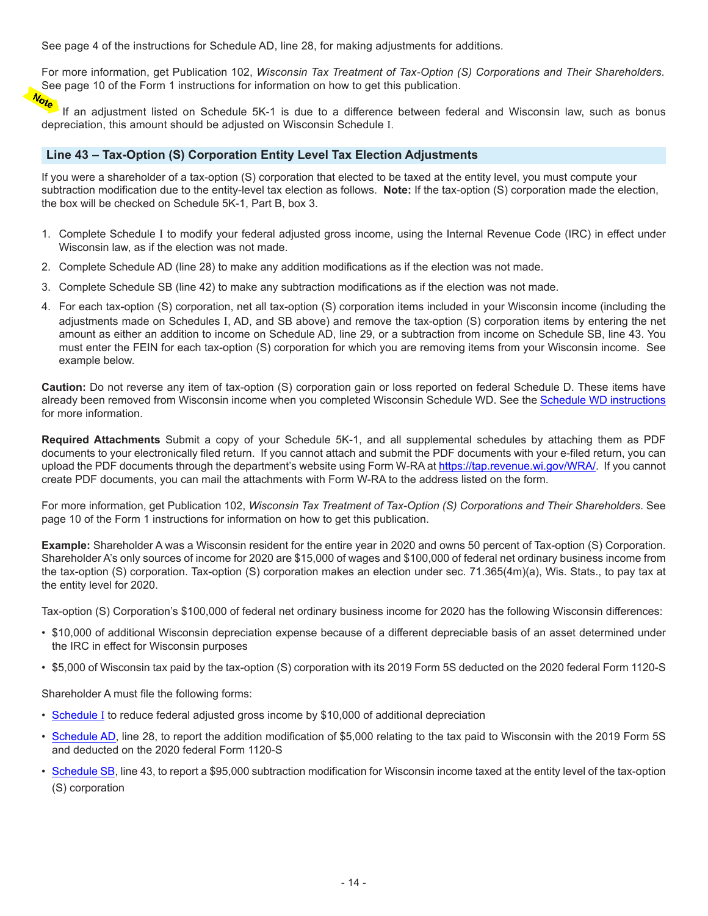See page 4 of the instructions for Schedule AD, line 28, for making adjustments for additions.

For more information, get Publication 102, *Wisconsin Tax Treatment of Tax-Option (S) Corporations and Their Shareholders*. See page 10 of the Form 1 instructions for information on how to get this publication.

**Note** If an adjustment listed on Schedule 5K-1 is due to a difference between federal and Wisconsin law, such as bonus depreciation, this amount should be adjusted on Wisconsin Schedule I.

## Line 43 – Tax-Option (S) Corporation Entity Level Tax Election Adjustments

If you were a shareholder of a tax-option (S) corporation that elected to be taxed at the entity level, you must compute your subtraction modification due to the entity-level tax election as follows. **Note:** If the tax-option (S) corporation made the election, the box will be checked on Schedule 5K-1, Part B, box 3.

1. Complete Schedule I to modify your federal adjusted gross income, using the Internal Revenue Code (IRC) in effect under Wisconsin law, as if the election was not made.
2. Complete Schedule AD (line 28) to make any addition modifications as if the election was not made.
3. Complete Schedule SB (line 42) to make any subtraction modifications as if the election was not made.
4. For each tax-option (S) corporation, net all tax-option (S) corporation items included in your Wisconsin income (including the adjustments made on Schedules I, AD, and SB above) and remove the tax-option (S) corporation items by entering the net amount as either an addition to income on Schedule AD, line 29, or a subtraction from income on Schedule SB, line 43. You must enter the FEIN for each tax-option (S) corporation for which you are removing items from your Wisconsin income. See example below.

**Caution:** Do not reverse any item of tax-option (S) corporation gain or loss reported on federal Schedule D. These items have already been removed from Wisconsin income when you completed Wisconsin Schedule WD. See the Schedule WD instructions for more information.

**Required Attachments** Submit a copy of your Schedule 5K-1, and all supplemental schedules by attaching them as PDF documents to your electronically filed return. If you cannot attach and submit the PDF documents with your e-filed return, you can upload the PDF documents through the department's website using Form W-RA at https://tap.revenue.wi.gov/WRA/. If you cannot create PDF documents, you can mail the attachments with Form W-RA to the address listed on the form.

For more information, get Publication 102, *Wisconsin Tax Treatment of Tax-Option (S) Corporations and Their Shareholders*. See page 10 of the Form 1 instructions for information on how to get this publication.

**Example:** Shareholder A was a Wisconsin resident for the entire year in 2020 and owns 50 percent of Tax-option (S) Corporation. Shareholder A's only sources of income for 2020 are $15,000 of wages and $100,000 of federal net ordinary business income from the tax-option (S) corporation. Tax-option (S) corporation makes an election under sec. 71.365(4m)(a), Wis. Stats., to pay tax at the entity level for 2020.

Tax-option (S) Corporation's $100,000 of federal net ordinary business income for 2020 has the following Wisconsin differences:

- $10,000 of additional Wisconsin depreciation expense because of a different depreciable basis of an asset determined under the IRC in effect for Wisconsin purposes
- $5,000 of Wisconsin tax paid by the tax-option (S) corporation with its 2019 Form 5S deducted on the 2020 federal Form 1120-S

Shareholder A must file the following forms:

- Schedule I to reduce federal adjusted gross income by $10,000 of additional depreciation
- Schedule AD, line 28, to report the addition modification of $5,000 relating to the tax paid to Wisconsin with the 2019 Form 5S and deducted on the 2020 federal Form 1120-S
- Schedule SB, line 43, to report a $95,000 subtraction modification for Wisconsin income taxed at the entity level of the tax-option (S) corporation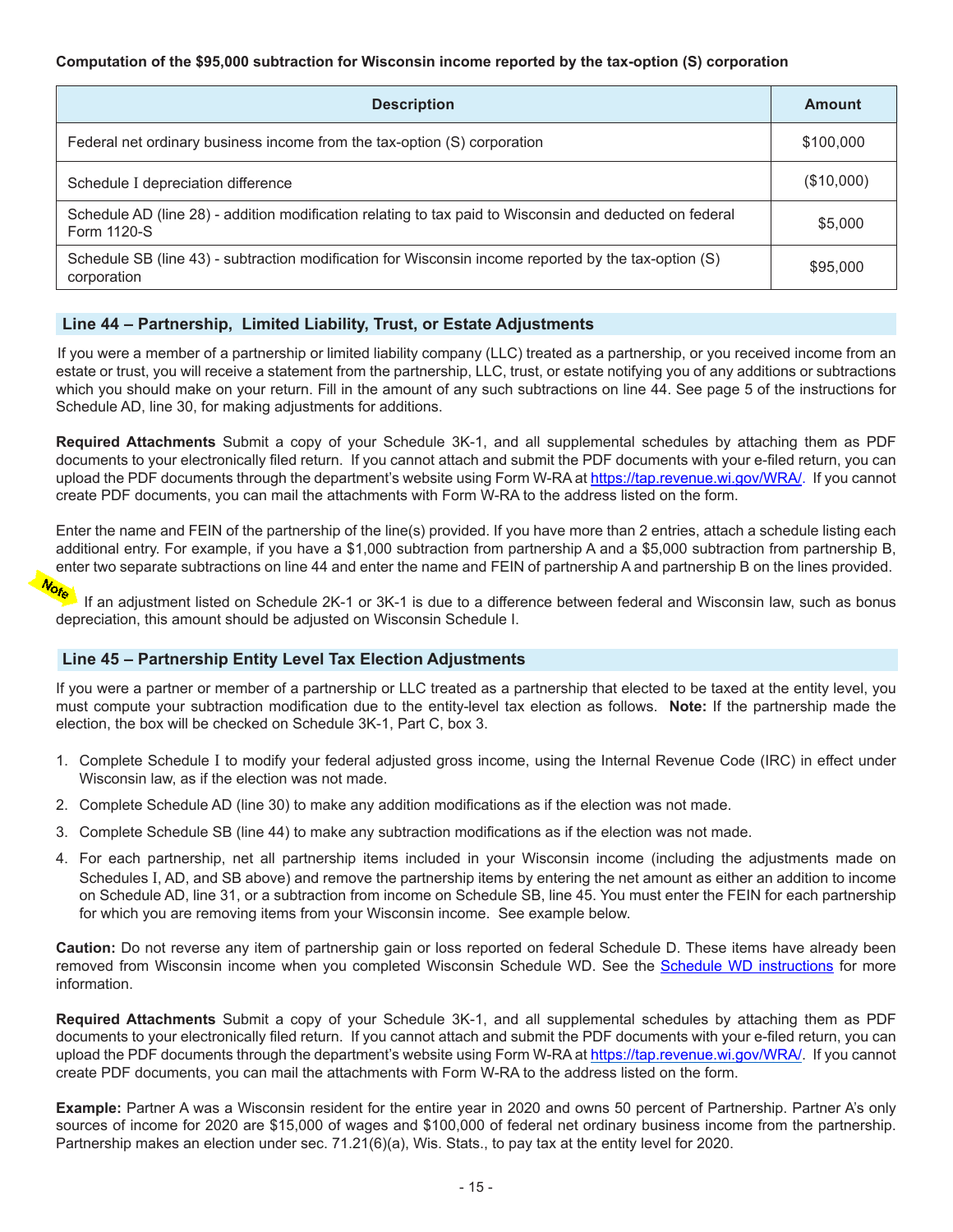**Computation of the $95,000 subtraction for Wisconsin income reported by the tax-option (S) corporation**

| Description | Amount |
|---|---|
| Federal net ordinary business income from the tax-option (S) corporation | $100,000 |
| Schedule I depreciation difference | ($10,000) |
| Schedule AD (line 28) - addition modification relating to tax paid to Wisconsin and deducted on federal Form 1120-S | $5,000 |
| Schedule SB (line 43) - subtraction modification for Wisconsin income reported by the tax-option (S) corporation | $95,000 |

## Line 44 – Partnership, Limited Liability, Trust, or Estate Adjustments

If you were a member of a partnership or limited liability company (LLC) treated as a partnership, or you received income from an estate or trust, you will receive a statement from the partnership, LLC, trust, or estate notifying you of any additions or subtractions which you should make on your return. Fill in the amount of any such subtractions on line 44. See page 5 of the instructions for Schedule AD, line 30, for making adjustments for additions.

**Required Attachments** Submit a copy of your Schedule 3K-1, and all supplemental schedules by attaching them as PDF documents to your electronically filed return. If you cannot attach and submit the PDF documents with your e-filed return, you can upload the PDF documents through the department's website using Form W-RA at https://tap.revenue.wi.gov/WRA/. If you cannot create PDF documents, you can mail the attachments with Form W-RA to the address listed on the form.

Enter the name and FEIN of the partnership of the line(s) provided. If you have more than 2 entries, attach a schedule listing each additional entry. For example, if you have a $1,000 subtraction from partnership A and a $5,000 subtraction from partnership B, enter two separate subtractions on line 44 and enter the name and FEIN of partnership A and partnership B on the lines provided.

**Note** If an adjustment listed on Schedule 2K-1 or 3K-1 is due to a difference between federal and Wisconsin law, such as bonus depreciation, this amount should be adjusted on Wisconsin Schedule I.

## Line 45 – Partnership Entity Level Tax Election Adjustments

If you were a partner or member of a partnership or LLC treated as a partnership that elected to be taxed at the entity level, you must compute your subtraction modification due to the entity-level tax election as follows. **Note:** If the partnership made the election, the box will be checked on Schedule 3K-1, Part C, box 3.

1. Complete Schedule I to modify your federal adjusted gross income, using the Internal Revenue Code (IRC) in effect under Wisconsin law, as if the election was not made.
2. Complete Schedule AD (line 30) to make any addition modifications as if the election was not made.
3. Complete Schedule SB (line 44) to make any subtraction modifications as if the election was not made.
4. For each partnership, net all partnership items included in your Wisconsin income (including the adjustments made on Schedules I, AD, and SB above) and remove the partnership items by entering the net amount as either an addition to income on Schedule AD, line 31, or a subtraction from income on Schedule SB, line 45. You must enter the FEIN for each partnership for which you are removing items from your Wisconsin income. See example below.

**Caution:** Do not reverse any item of partnership gain or loss reported on federal Schedule D. These items have already been removed from Wisconsin income when you completed Wisconsin Schedule WD. See the Schedule WD instructions for more information.

**Required Attachments** Submit a copy of your Schedule 3K-1, and all supplemental schedules by attaching them as PDF documents to your electronically filed return. If you cannot attach and submit the PDF documents with your e-filed return, you can upload the PDF documents through the department's website using Form W-RA at https://tap.revenue.wi.gov/WRA/. If you cannot create PDF documents, you can mail the attachments with Form W-RA to the address listed on the form.

**Example:** Partner A was a Wisconsin resident for the entire year in 2020 and owns 50 percent of Partnership. Partner A's only sources of income for 2020 are $15,000 of wages and $100,000 of federal net ordinary business income from the partnership. Partnership makes an election under sec. 71.21(6)(a), Wis. Stats., to pay tax at the entity level for 2020.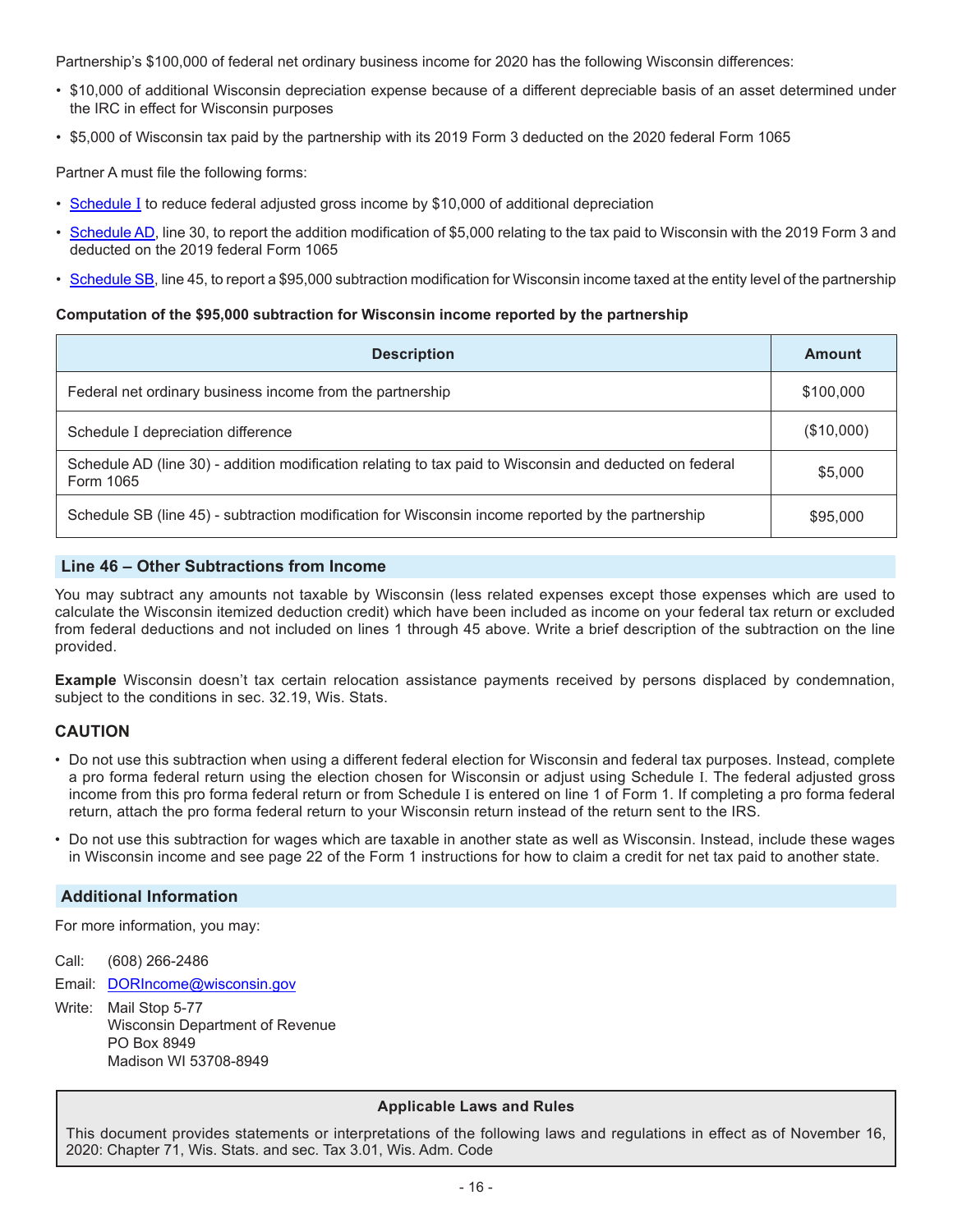Partnership's $100,000 of federal net ordinary business income for 2020 has the following Wisconsin differences:

- $10,000 of additional Wisconsin depreciation expense because of a different depreciable basis of an asset determined under the IRC in effect for Wisconsin purposes
- $5,000 of Wisconsin tax paid by the partnership with its 2019 Form 3 deducted on the 2020 federal Form 1065

Partner A must file the following forms:

- Schedule I to reduce federal adjusted gross income by $10,000 of additional depreciation
- Schedule AD, line 30, to report the addition modification of $5,000 relating to the tax paid to Wisconsin with the 2019 Form 3 and deducted on the 2019 federal Form 1065
- Schedule SB, line 45, to report a $95,000 subtraction modification for Wisconsin income taxed at the entity level of the partnership

**Computation of the $95,000 subtraction for Wisconsin income reported by the partnership**

| Description | Amount |
|---|---|
| Federal net ordinary business income from the partnership | $100,000 |
| Schedule I depreciation difference | ($10,000) |
| Schedule AD (line 30) - addition modification relating to tax paid to Wisconsin and deducted on federal Form 1065 | $5,000 |
| Schedule SB (line 45) - subtraction modification for Wisconsin income reported by the partnership | $95,000 |

## Line 46 – Other Subtractions from Income

You may subtract any amounts not taxable by Wisconsin (less related expenses except those expenses which are used to calculate the Wisconsin itemized deduction credit) which have been included as income on your federal tax return or excluded from federal deductions and not included on lines 1 through 45 above. Write a brief description of the subtraction on the line provided.

**Example** Wisconsin doesn't tax certain relocation assistance payments received by persons displaced by condemnation, subject to the conditions in sec. 32.19, Wis. Stats.

### CAUTION

- Do not use this subtraction when using a different federal election for Wisconsin and federal tax purposes. Instead, complete a pro forma federal return using the election chosen for Wisconsin or adjust using Schedule I. The federal adjusted gross income from this pro forma federal return or from Schedule I is entered on line 1 of Form 1. If completing a pro forma federal return, attach the pro forma federal return to your Wisconsin return instead of the return sent to the IRS.
- Do not use this subtraction for wages which are taxable in another state as well as Wisconsin. Instead, include these wages in Wisconsin income and see page 22 of the Form 1 instructions for how to claim a credit for net tax paid to another state.

## Additional Information

For more information, you may:

Call: (608) 266-2486

Email: DORIncome@wisconsin.gov

Write: Mail Stop 5-77
Wisconsin Department of Revenue
PO Box 8949
Madison WI 53708-8949

**Applicable Laws and Rules**

This document provides statements or interpretations of the following laws and regulations in effect as of November 16, 2020: Chapter 71, Wis. Stats. and sec. Tax 3.01, Wis. Adm. Code